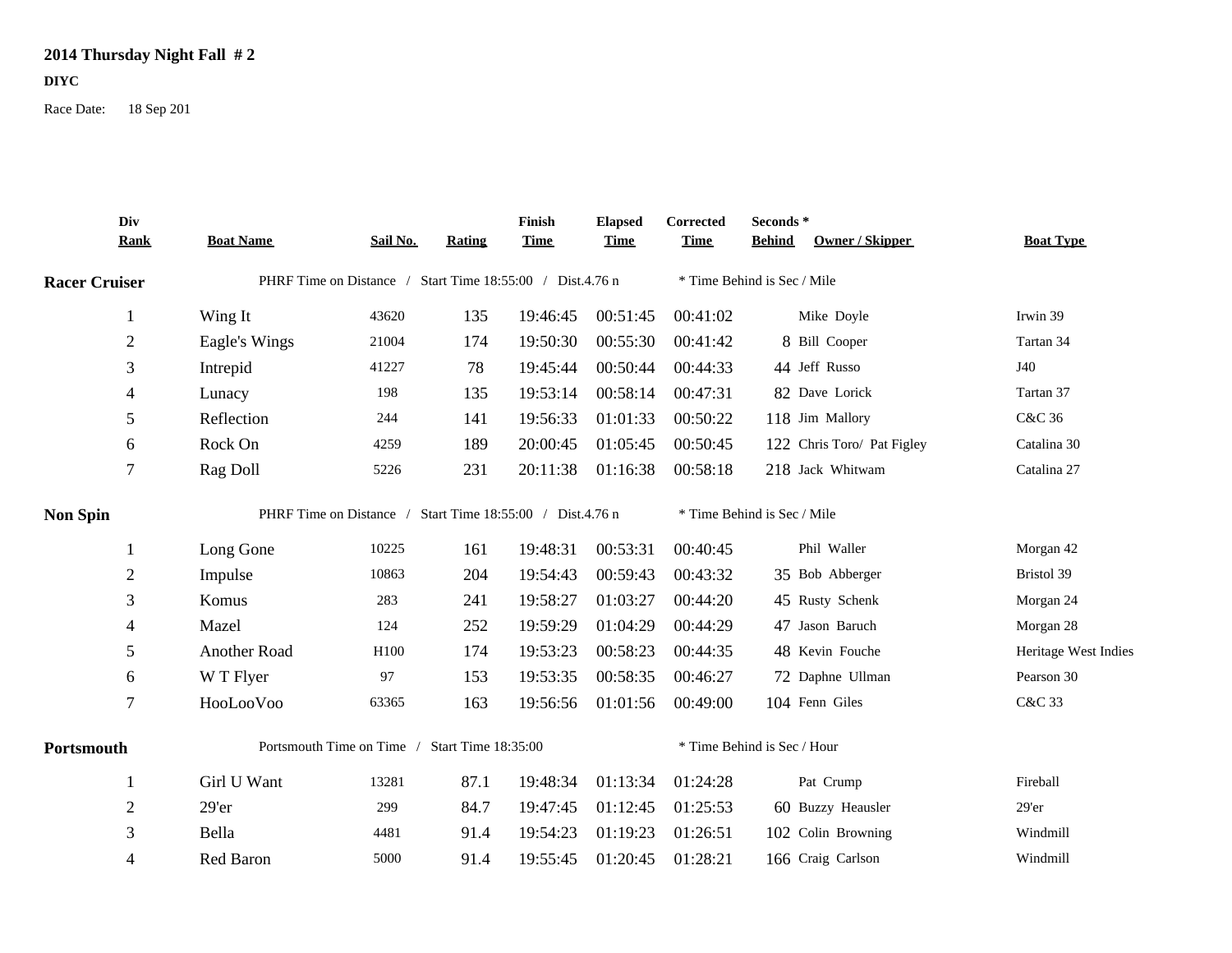**2014 Thursday Night Fall # 2**

**DIYC**

Race Date: 18 Sep 201

| Div Rank | Boat Name | Sail No. | Rating | Finish Time | Elapsed Time | Corrected Time | Seconds * Behind | Owner / Skipper | Boat Type |
|---|---|---|---|---|---|---|---|---|---|
| **Racer Cruiser** | PHRF Time on Distance / Start Time 18:55:00 / Dist.4.76 n | | | | | * Time Behind is Sec / Mile | | | |
| 1 | Wing It | 43620 | 135 | 19:46:45 | 00:51:45 | 00:41:02 | | Mike Doyle | Irwin 39 |
| 2 | Eagle's Wings | 21004 | 174 | 19:50:30 | 00:55:30 | 00:41:42 | 8 | Bill Cooper | Tartan 34 |
| 3 | Intrepid | 41227 | 78 | 19:45:44 | 00:50:44 | 00:44:33 | 44 | Jeff Russo | J40 |
| 4 | Lunacy | 198 | 135 | 19:53:14 | 00:58:14 | 00:47:31 | 82 | Dave Lorick | Tartan 37 |
| 5 | Reflection | 244 | 141 | 19:56:33 | 01:01:33 | 00:50:22 | 118 | Jim Mallory | C&C 36 |
| 6 | Rock On | 4259 | 189 | 20:00:45 | 01:05:45 | 00:50:45 | 122 | Chris Toro/ Pat Figley | Catalina 30 |
| 7 | Rag Doll | 5226 | 231 | 20:11:38 | 01:16:38 | 00:58:18 | 218 | Jack Whitwam | Catalina 27 |
| **Non Spin** | PHRF Time on Distance / Start Time 18:55:00 / Dist.4.76 n | | | | | * Time Behind is Sec / Mile | | | |
| 1 | Long Gone | 10225 | 161 | 19:48:31 | 00:53:31 | 00:40:45 | | Phil Waller | Morgan 42 |
| 2 | Impulse | 10863 | 204 | 19:54:43 | 00:59:43 | 00:43:32 | 35 | Bob Abberger | Bristol 39 |
| 3 | Komus | 283 | 241 | 19:58:27 | 01:03:27 | 00:44:20 | 45 | Rusty Schenk | Morgan 24 |
| 4 | Mazel | 124 | 252 | 19:59:29 | 01:04:29 | 00:44:29 | 47 | Jason Baruch | Morgan 28 |
| 5 | Another Road | H100 | 174 | 19:53:23 | 00:58:23 | 00:44:35 | 48 | Kevin Fouche | Heritage West Indies |
| 6 | W T Flyer | 97 | 153 | 19:53:35 | 00:58:35 | 00:46:27 | 72 | Daphne Ullman | Pearson 30 |
| 7 | HooLooVoo | 63365 | 163 | 19:56:56 | 01:01:56 | 00:49:00 | 104 | Fenn Giles | C&C 33 |
| **Portsmouth** | Portsmouth Time on Time / Start Time 18:35:00 | | | | | * Time Behind is Sec / Hour | | | |
| 1 | Girl U Want | 13281 | 87.1 | 19:48:34 | 01:13:34 | 01:24:28 | | Pat Crump | Fireball |
| 2 | 29'er | 299 | 84.7 | 19:47:45 | 01:12:45 | 01:25:53 | 60 | Buzzy Heausler | 29'er |
| 3 | Bella | 4481 | 91.4 | 19:54:23 | 01:19:23 | 01:26:51 | 102 | Colin Browning | Windmill |
| 4 | Red Baron | 5000 | 91.4 | 19:55:45 | 01:20:45 | 01:28:21 | 166 | Craig Carlson | Windmill |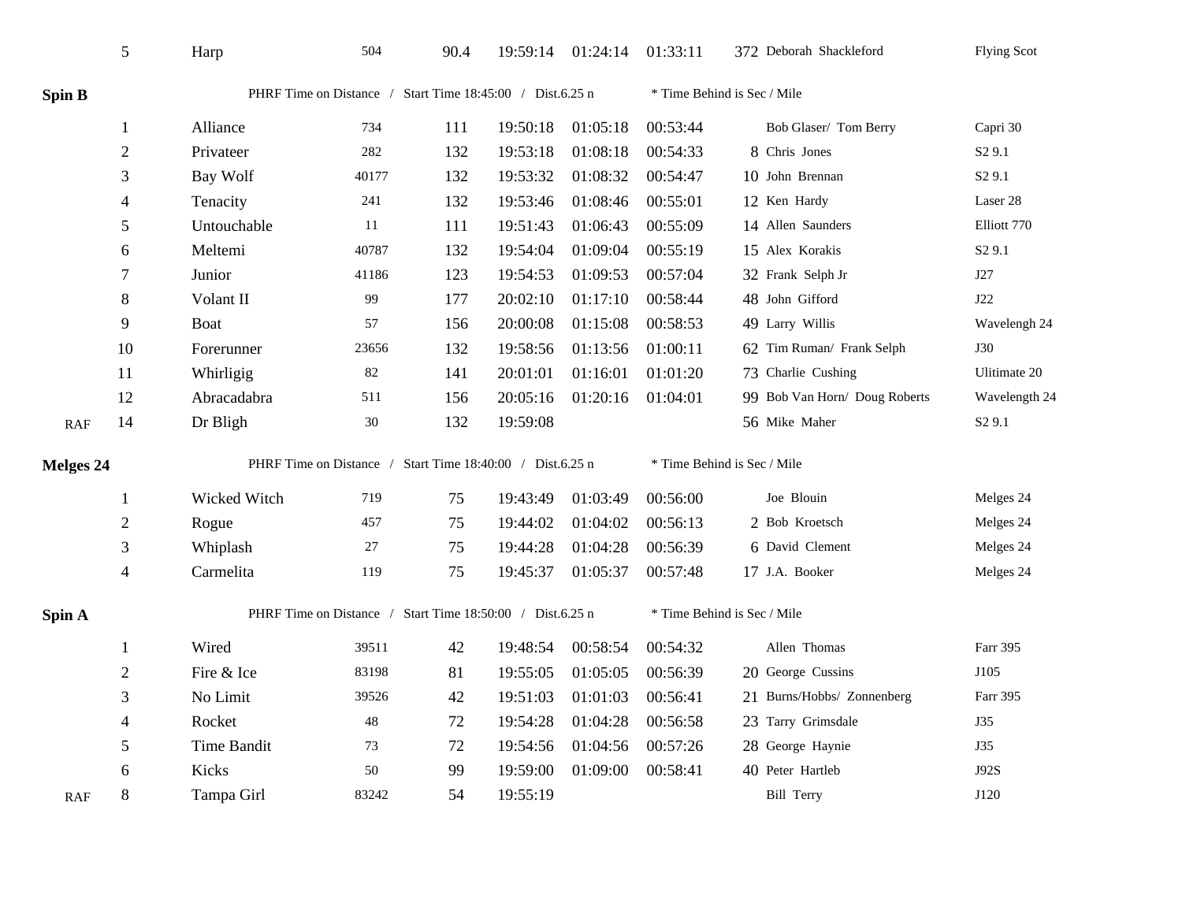| | Place | Boat | Sail # | PHRF | Finish | Elapsed | Corrected | Behind | Skipper | Type |
|---|---|---|---|---|---|---|---|---|---|---|
| | 5 | Harp | 504 | 90.4 | 19:59:14 | 01:24:14 | 01:33:11 | 372 | Deborah Shackleford | Flying Scot |

## Spin B

PHRF Time on Distance / Start Time 18:45:00 / Dist.6.25 n * Time Behind is Sec / Mile

| | Place | Boat | Sail # | PHRF | Finish | Elapsed | Corrected | Behind | Skipper | Type |
|---|---|---|---|---|---|---|---|---|---|---|
| | 1 | Alliance | 734 | 111 | 19:50:18 | 01:05:18 | 00:53:44 | | Bob Glaser/ Tom Berry | Capri 30 |
| | 2 | Privateer | 282 | 132 | 19:53:18 | 01:08:18 | 00:54:33 | 8 | Chris Jones | S2 9.1 |
| | 3 | Bay Wolf | 40177 | 132 | 19:53:32 | 01:08:32 | 00:54:47 | 10 | John Brennan | S2 9.1 |
| | 4 | Tenacity | 241 | 132 | 19:53:46 | 01:08:46 | 00:55:01 | 12 | Ken Hardy | Laser 28 |
| | 5 | Untouchable | 11 | 111 | 19:51:43 | 01:06:43 | 00:55:09 | 14 | Allen Saunders | Elliott 770 |
| | 6 | Meltemi | 40787 | 132 | 19:54:04 | 01:09:04 | 00:55:19 | 15 | Alex Korakis | S2 9.1 |
| | 7 | Junior | 41186 | 123 | 19:54:53 | 01:09:53 | 00:57:04 | 32 | Frank Selph Jr | J27 |
| | 8 | Volant II | 99 | 177 | 20:02:10 | 01:17:10 | 00:58:44 | 48 | John Gifford | J22 |
| | 9 | Boat | 57 | 156 | 20:00:08 | 01:15:08 | 00:58:53 | 49 | Larry Willis | Wavelengh 24 |
| | 10 | Forerunner | 23656 | 132 | 19:58:56 | 01:13:56 | 01:00:11 | 62 | Tim Ruman/ Frank Selph | J30 |
| | 11 | Whirligig | 82 | 141 | 20:01:01 | 01:16:01 | 01:01:20 | 73 | Charlie Cushing | Ulitimate 20 |
| | 12 | Abracadabra | 511 | 156 | 20:05:16 | 01:20:16 | 01:04:01 | 99 | Bob Van Horn/ Doug Roberts | Wavelength 24 |
| RAF | 14 | Dr Bligh | 30 | 132 | 19:59:08 | | | 56 | Mike Maher | S2 9.1 |

## Melges 24

PHRF Time on Distance / Start Time 18:40:00 / Dist.6.25 n * Time Behind is Sec / Mile

| | Place | Boat | Sail # | PHRF | Finish | Elapsed | Corrected | Behind | Skipper | Type |
|---|---|---|---|---|---|---|---|---|---|---|
| | 1 | Wicked Witch | 719 | 75 | 19:43:49 | 01:03:49 | 00:56:00 | | Joe Blouin | Melges 24 |
| | 2 | Rogue | 457 | 75 | 19:44:02 | 01:04:02 | 00:56:13 | 2 | Bob Kroetsch | Melges 24 |
| | 3 | Whiplash | 27 | 75 | 19:44:28 | 01:04:28 | 00:56:39 | 6 | David Clement | Melges 24 |
| | 4 | Carmelita | 119 | 75 | 19:45:37 | 01:05:37 | 00:57:48 | 17 | J.A. Booker | Melges 24 |

## Spin A

PHRF Time on Distance / Start Time 18:50:00 / Dist.6.25 n * Time Behind is Sec / Mile

| | Place | Boat | Sail # | PHRF | Finish | Elapsed | Corrected | Behind | Skipper | Type |
|---|---|---|---|---|---|---|---|---|---|---|
| | 1 | Wired | 39511 | 42 | 19:48:54 | 00:58:54 | 00:54:32 | | Allen Thomas | Farr 395 |
| | 2 | Fire & Ice | 83198 | 81 | 19:55:05 | 01:05:05 | 00:56:39 | 20 | George Cussins | J105 |
| | 3 | No Limit | 39526 | 42 | 19:51:03 | 01:01:03 | 00:56:41 | 21 | Burns/Hobbs/ Zonnenberg | Farr 395 |
| | 4 | Rocket | 48 | 72 | 19:54:28 | 01:04:28 | 00:56:58 | 23 | Tarry Grimsdale | J35 |
| | 5 | Time Bandit | 73 | 72 | 19:54:56 | 01:04:56 | 00:57:26 | 28 | George Haynie | J35 |
| | 6 | Kicks | 50 | 99 | 19:59:00 | 01:09:00 | 00:58:41 | 40 | Peter Hartleb | J92S |
| RAF | 8 | Tampa Girl | 83242 | 54 | 19:55:19 | | | | Bill Terry | J120 |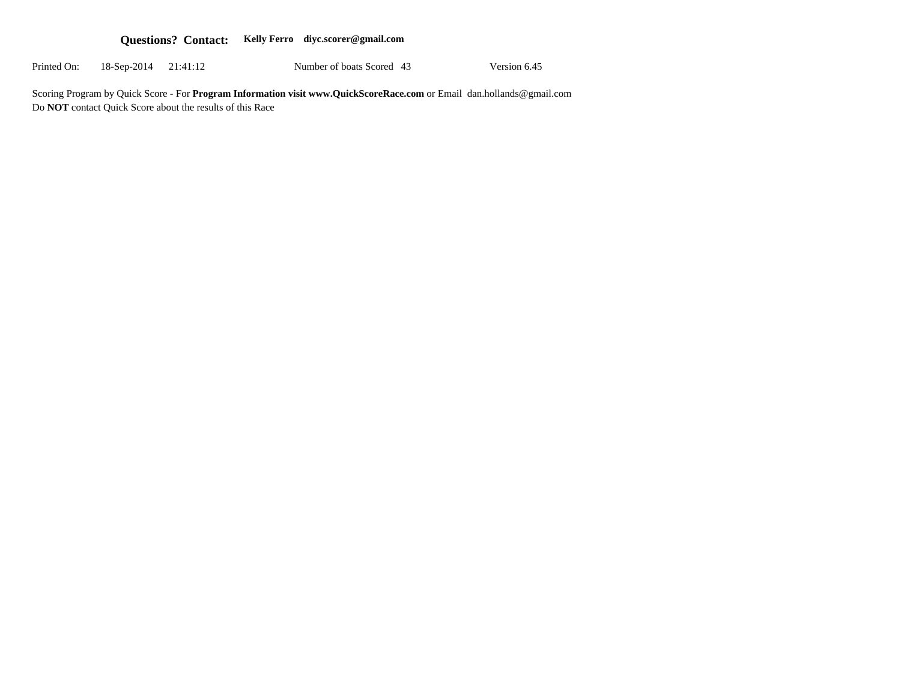**Questions? Contact:** **Kelly Ferro diyc.scorer@gmail.com**

Printed On: 18-Sep-2014 21:41:12 Number of boats Scored 43 Version 6.45

Scoring Program by Quick Score - For **Program Information visit www.QuickScoreRace.com** or Email dan.hollands@gmail.com
Do **NOT** contact Quick Score about the results of this Race